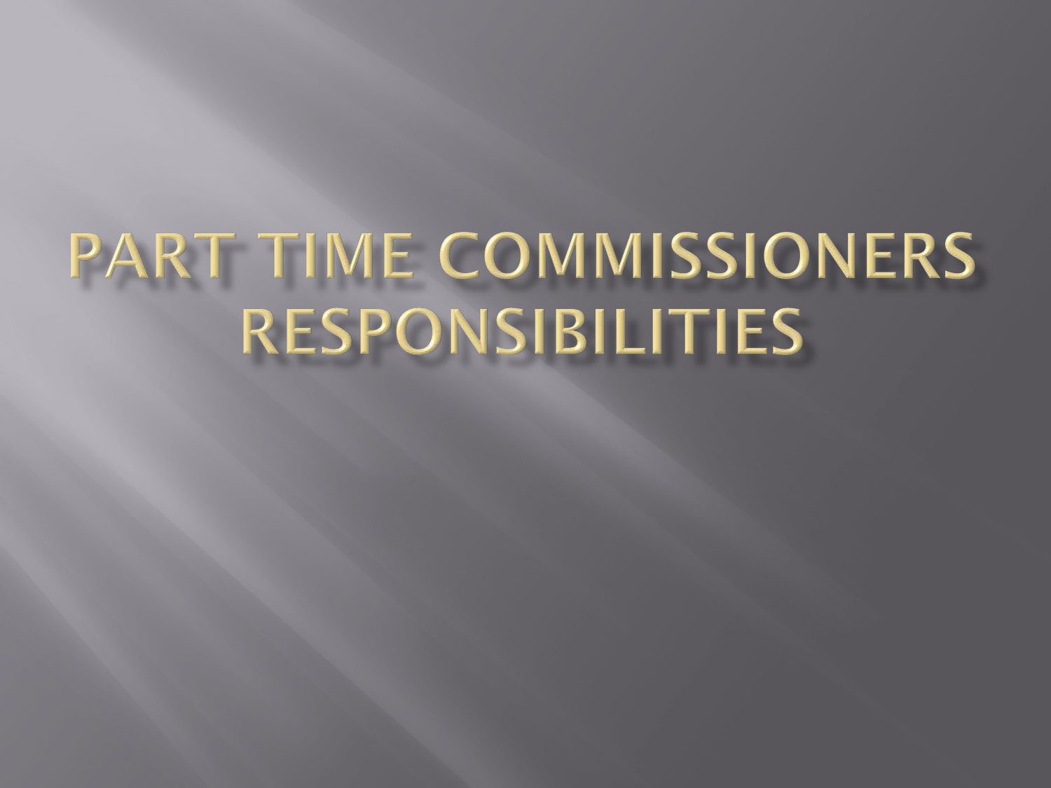# Part Time Commissioners Responsibilities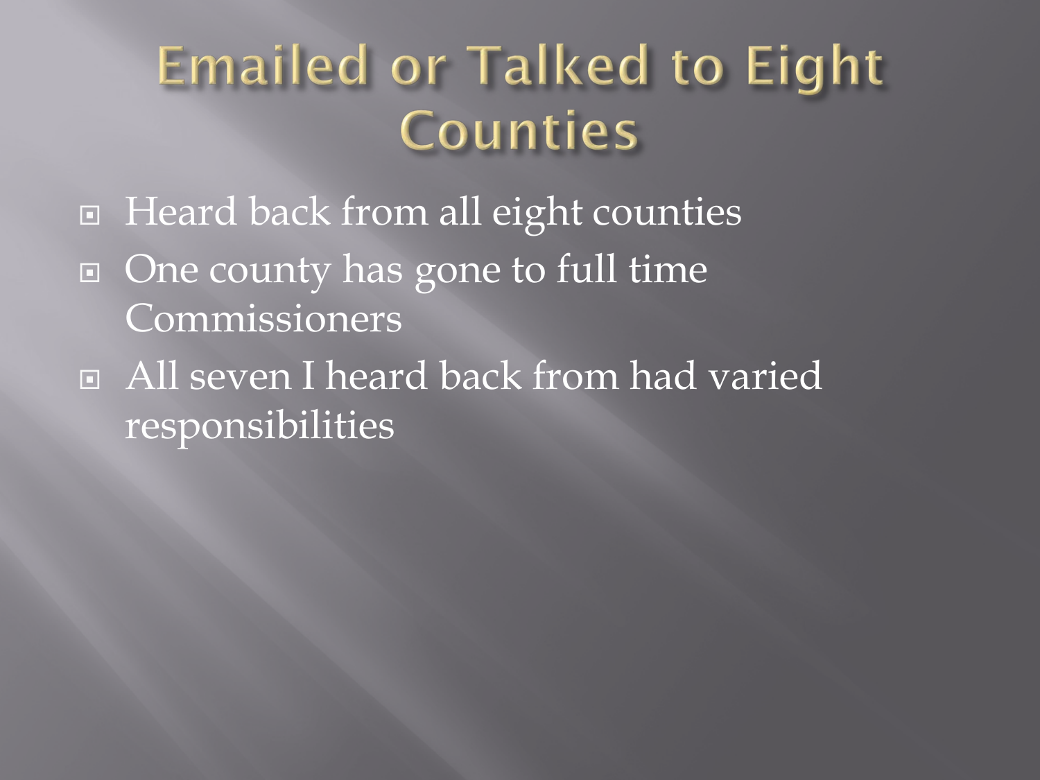# Emailed or Talked to Eight Counties

- Heard back from all eight counties
- One county has gone to full time Commissioners
- All seven I heard back from had varied responsibilities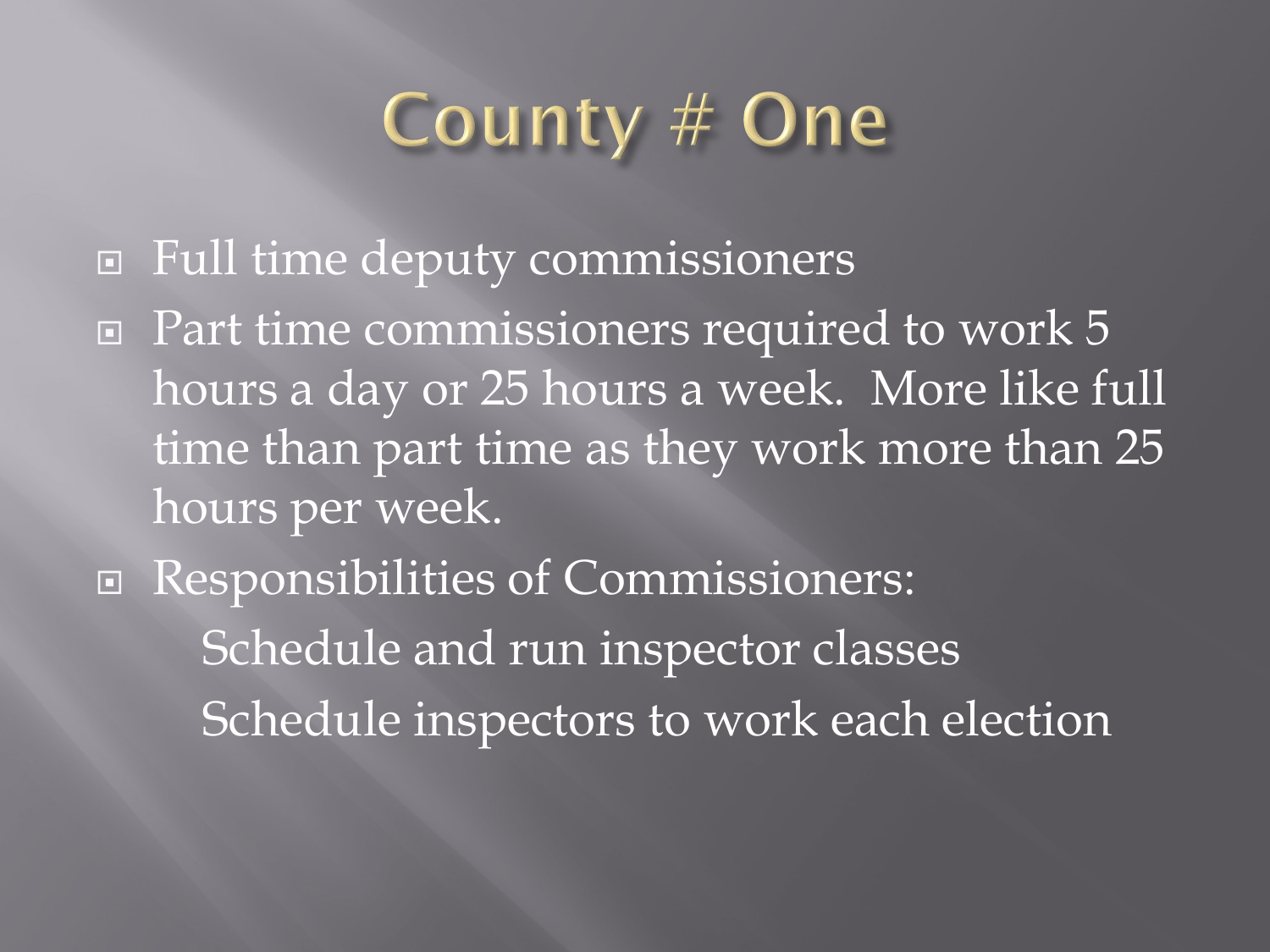# County # One

- Full time deputy commissioners
- Part time commissioners required to work 5 hours a day or 25 hours a week. More like full time than part time as they work more than 25 hours per week.
- Responsibilities of Commissioners:
  - Schedule and run inspector classes
  - Schedule inspectors to work each election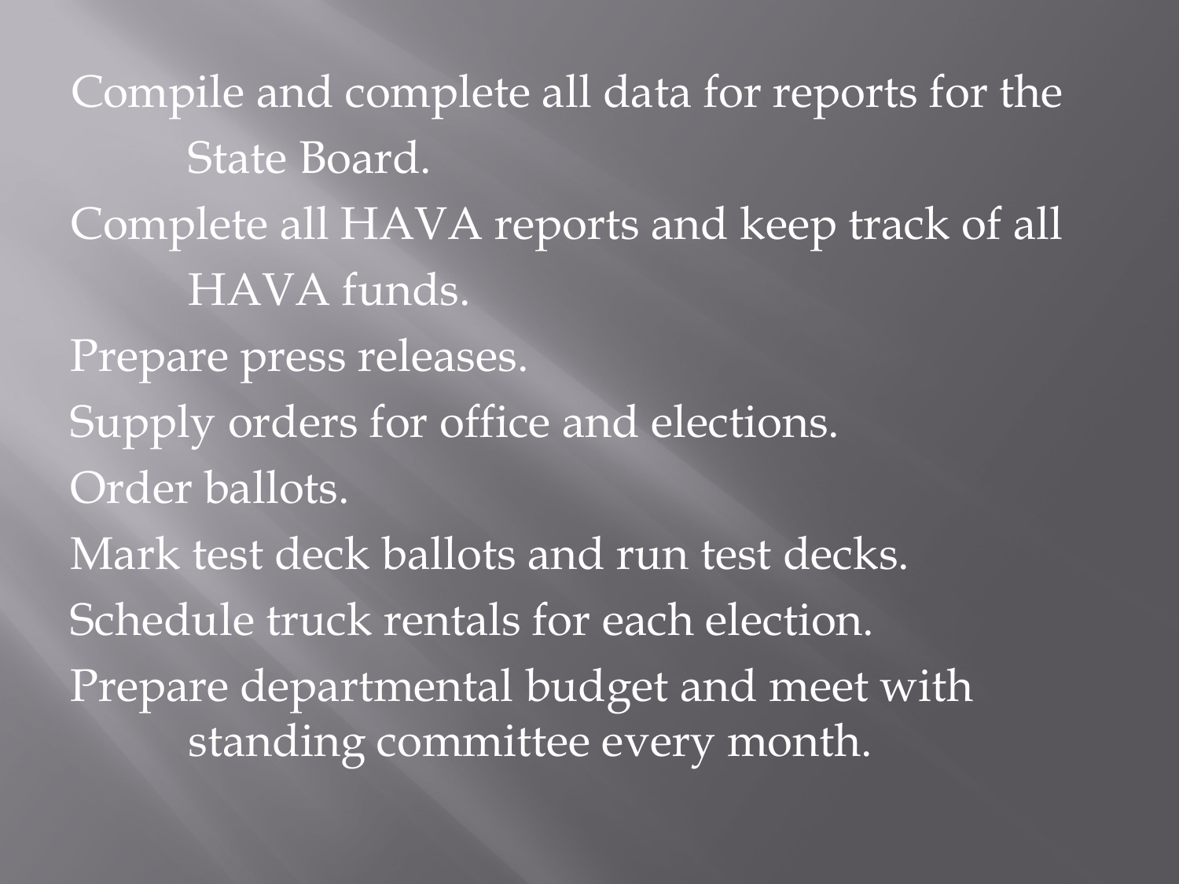- Compile and complete all data for reports for the State Board.
- Complete all HAVA reports and keep track of all HAVA funds.
- Prepare press releases.
- Supply orders for office and elections.
- Order ballots.
- Mark test deck ballots and run test decks.
- Schedule truck rentals for each election.
- Prepare departmental budget and meet with standing committee every month.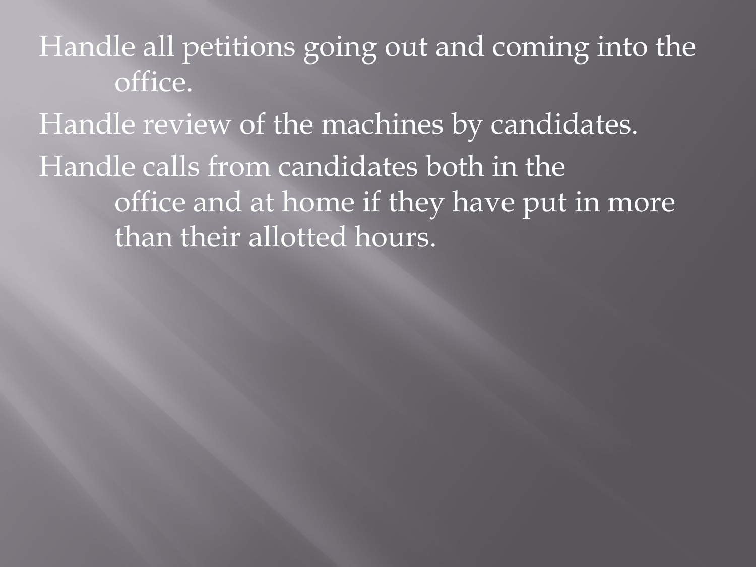- Handle all petitions going out and coming into the office.
- Handle review of the machines by candidates.
- Handle calls from candidates both in the office and at home if they have put in more than their allotted hours.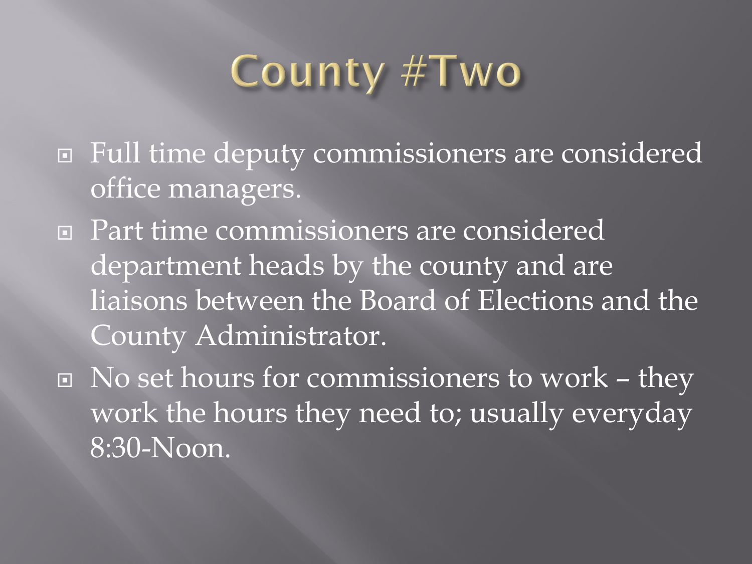# County #Two

- Full time deputy commissioners are considered office managers.
- Part time commissioners are considered department heads by the county and are liaisons between the Board of Elections and the County Administrator.
- No set hours for commissioners to work – they work the hours they need to; usually everyday 8:30-Noon.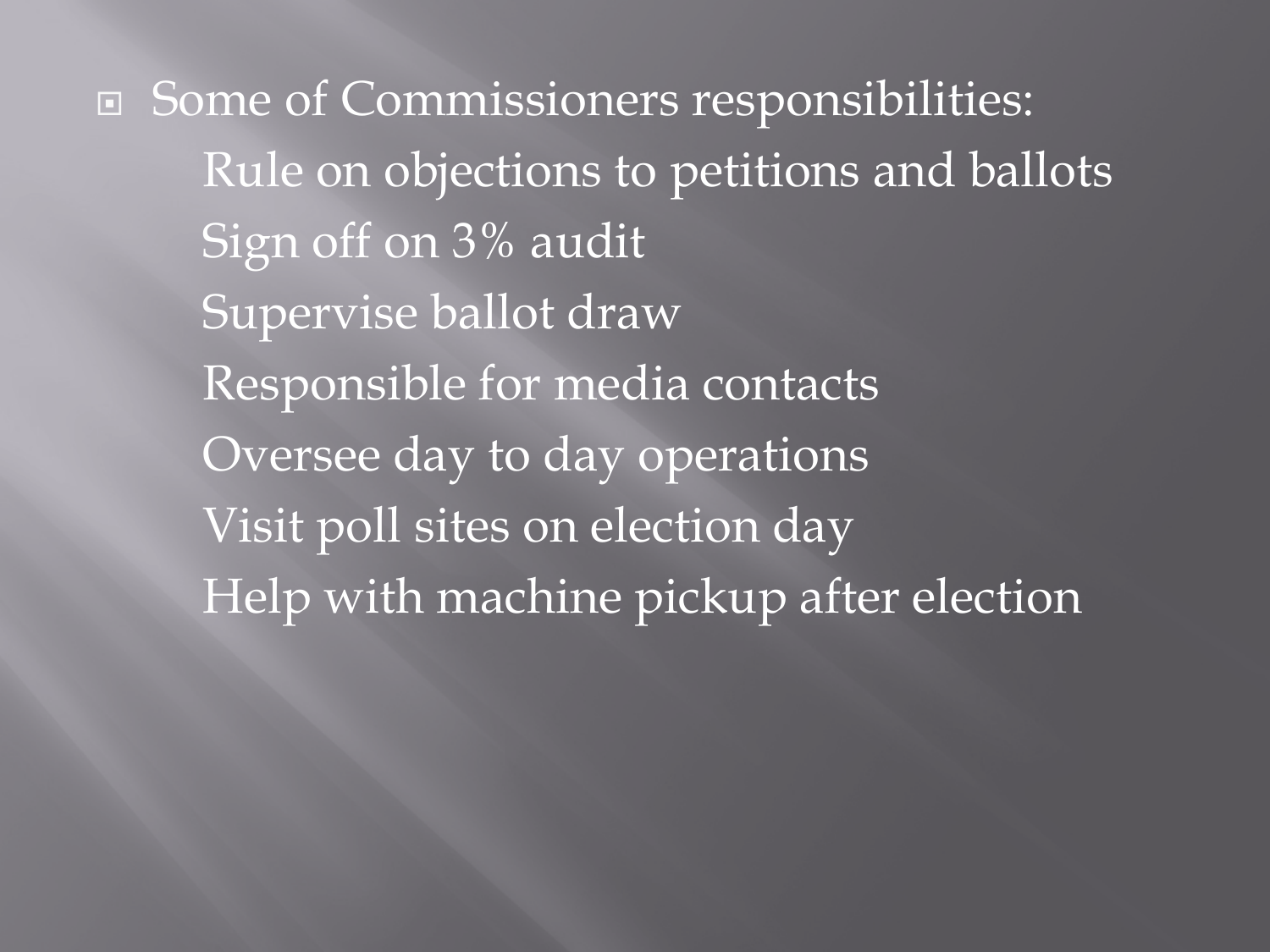- Some of Commissioners responsibilities:
  - Rule on objections to petitions and ballots
  - Sign off on 3% audit
  - Supervise ballot draw
  - Responsible for media contacts
  - Oversee day to day operations
  - Visit poll sites on election day
  - Help with machine pickup after election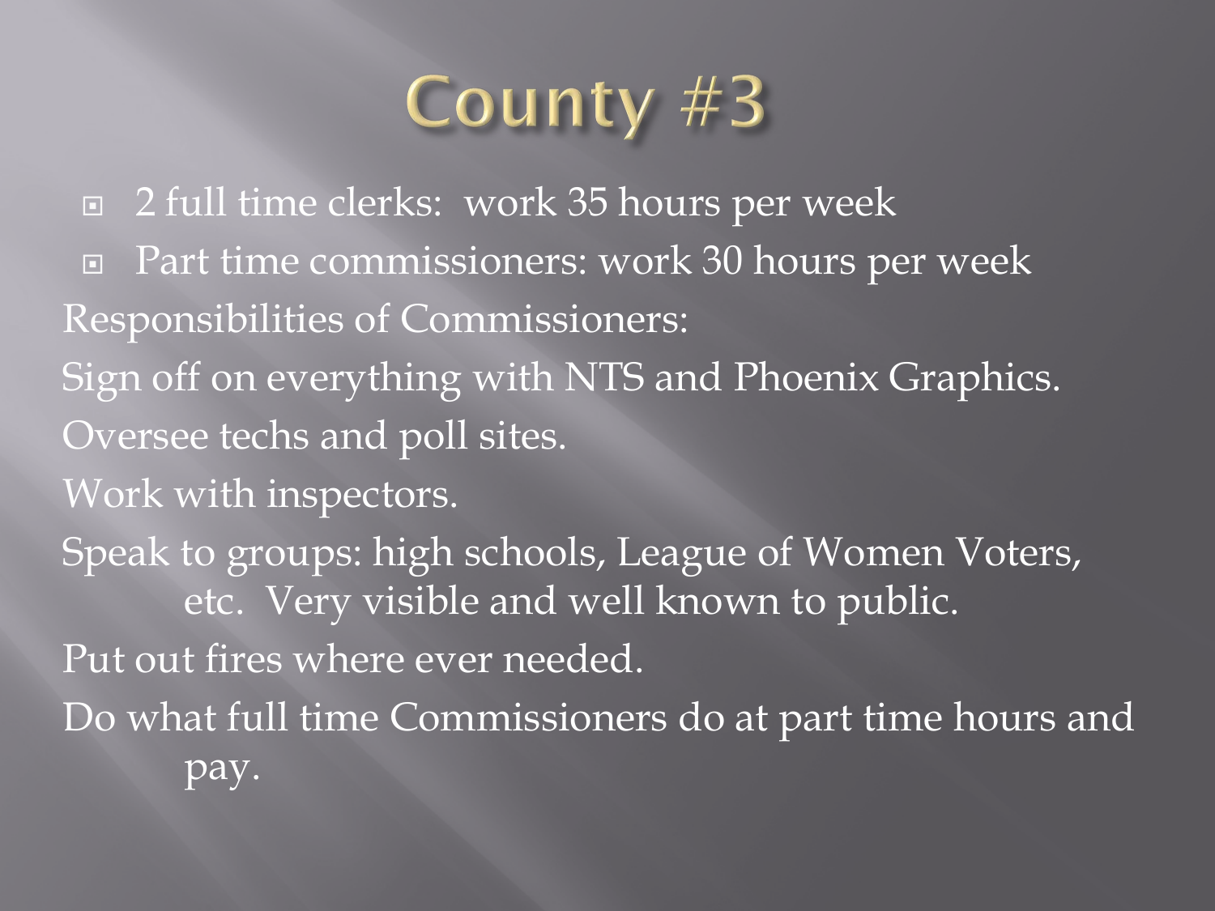# County #3

- 2 full time clerks:  work 35 hours per week
- Part time commissioners: work 30 hours per week

Responsibilities of Commissioners:

Sign off on everything with NTS and Phoenix Graphics.

Oversee techs and poll sites.

Work with inspectors.

Speak to groups: high schools, League of Women Voters, etc.  Very visible and well known to public.

Put out fires where ever needed.

Do what full time Commissioners do at part time hours and pay.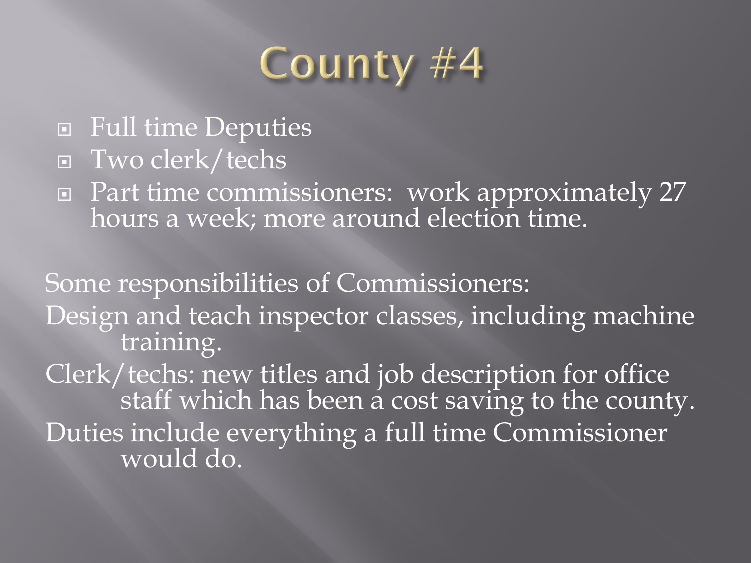# County #4

- Full time Deputies
- Two clerk/techs
- Part time commissioners: work approximately 27 hours a week; more around election time.

Some responsibilities of Commissioners:

Design and teach inspector classes, including machine training.

Clerk/techs: new titles and job description for office staff which has been a cost saving to the county.

Duties include everything a full time Commissioner would do.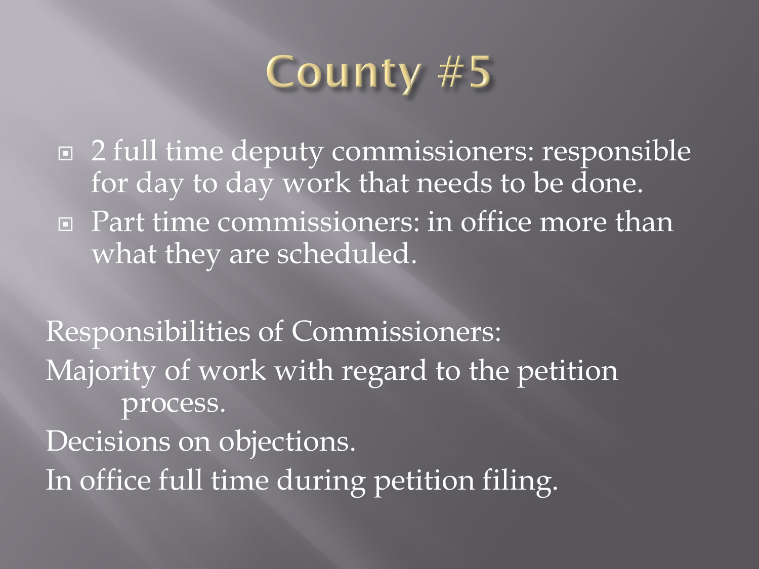# County #5

- 2 full time deputy commissioners: responsible for day to day work that needs to be done.
- Part time commissioners: in office more than what they are scheduled.

Responsibilities of Commissioners:

Majority of work with regard to the petition process.

Decisions on objections.

In office full time during petition filing.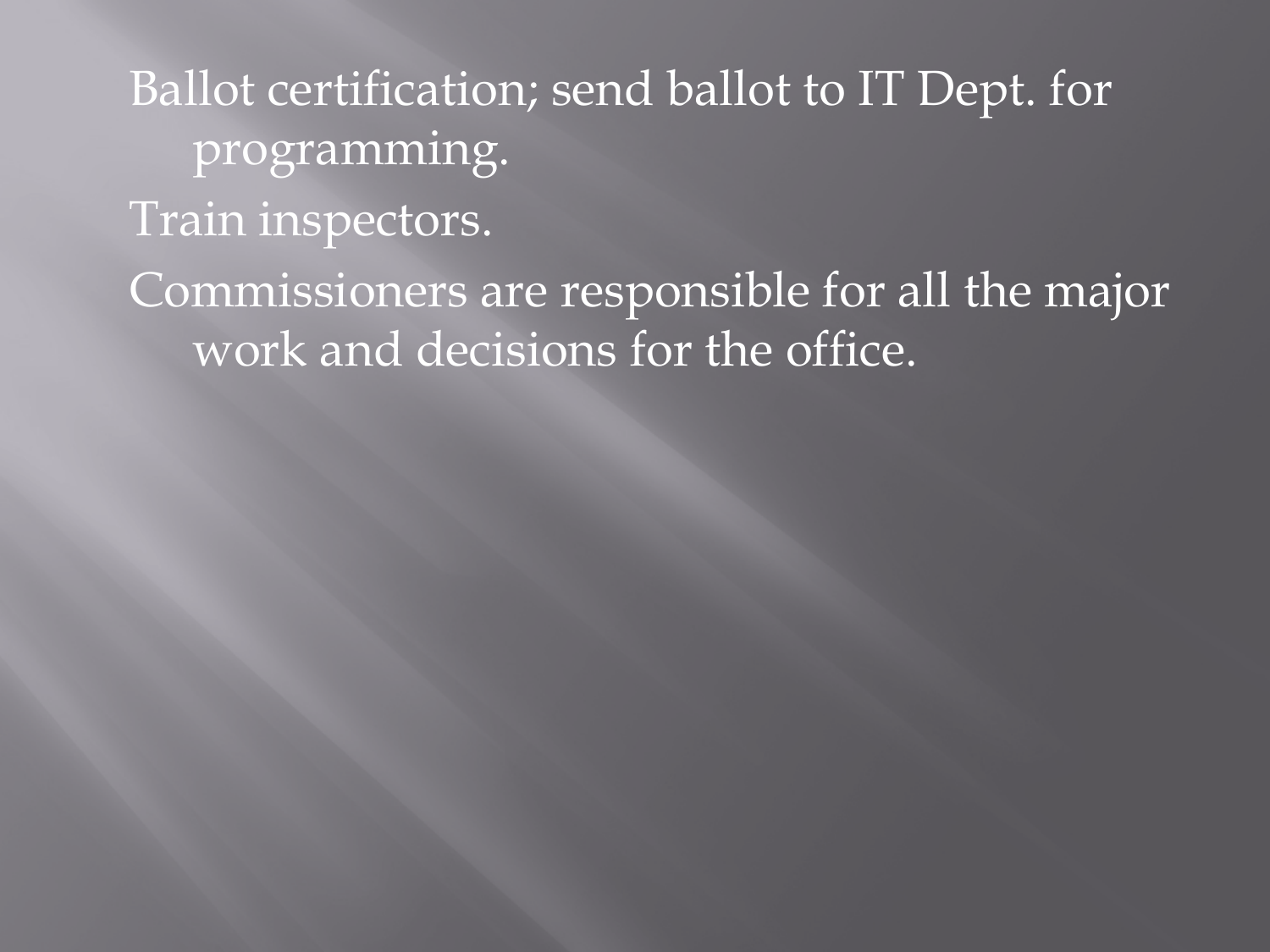- Ballot certification; send ballot to IT Dept. for programming.
- Train inspectors.
- Commissioners are responsible for all the major work and decisions for the office.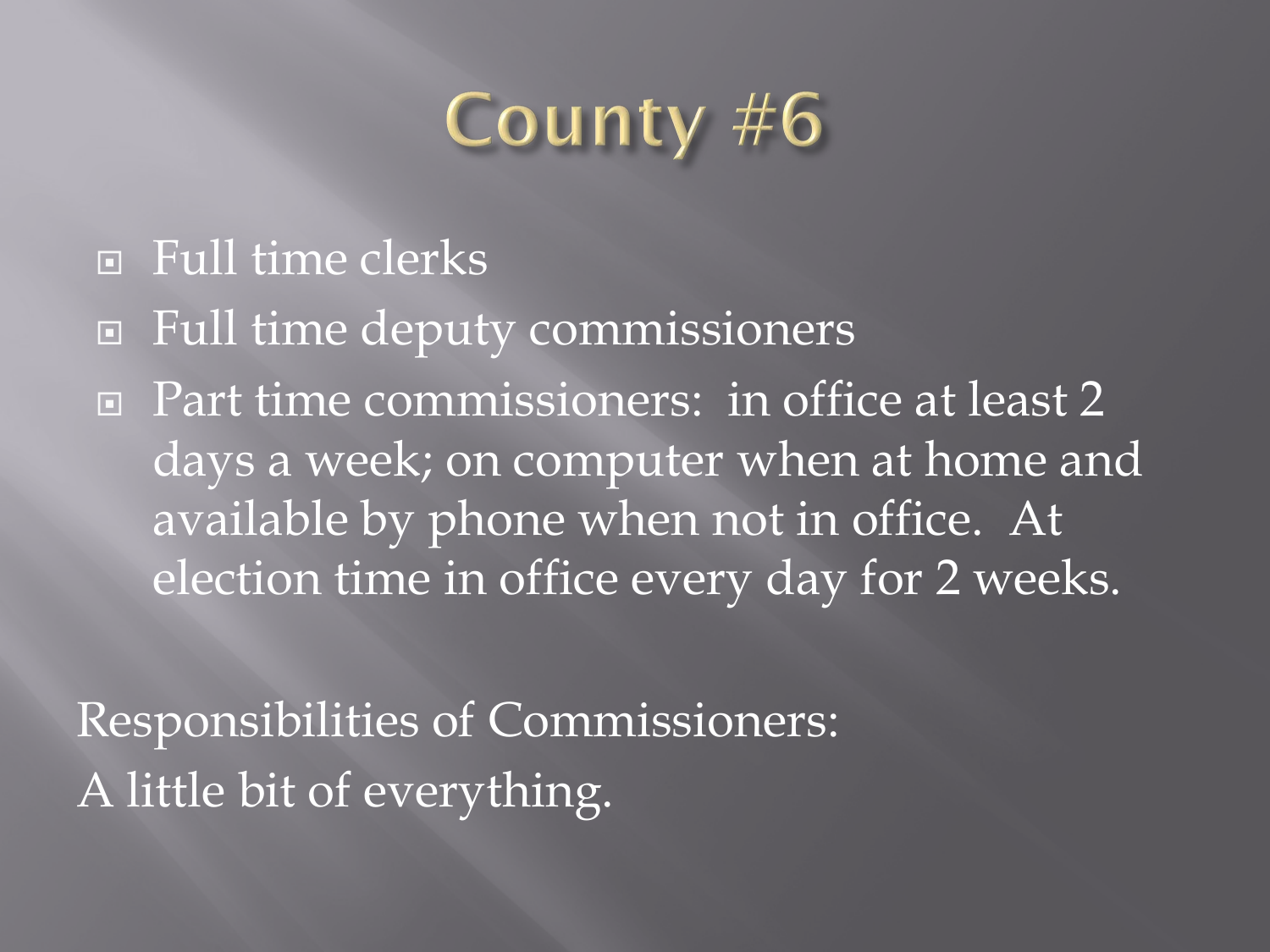# County #6

- Full time clerks
- Full time deputy commissioners
- Part time commissioners:  in office at least 2 days a week; on computer when at home and available by phone when not in office.  At election time in office every day for 2 weeks.

Responsibilities of Commissioners:
A little bit of everything.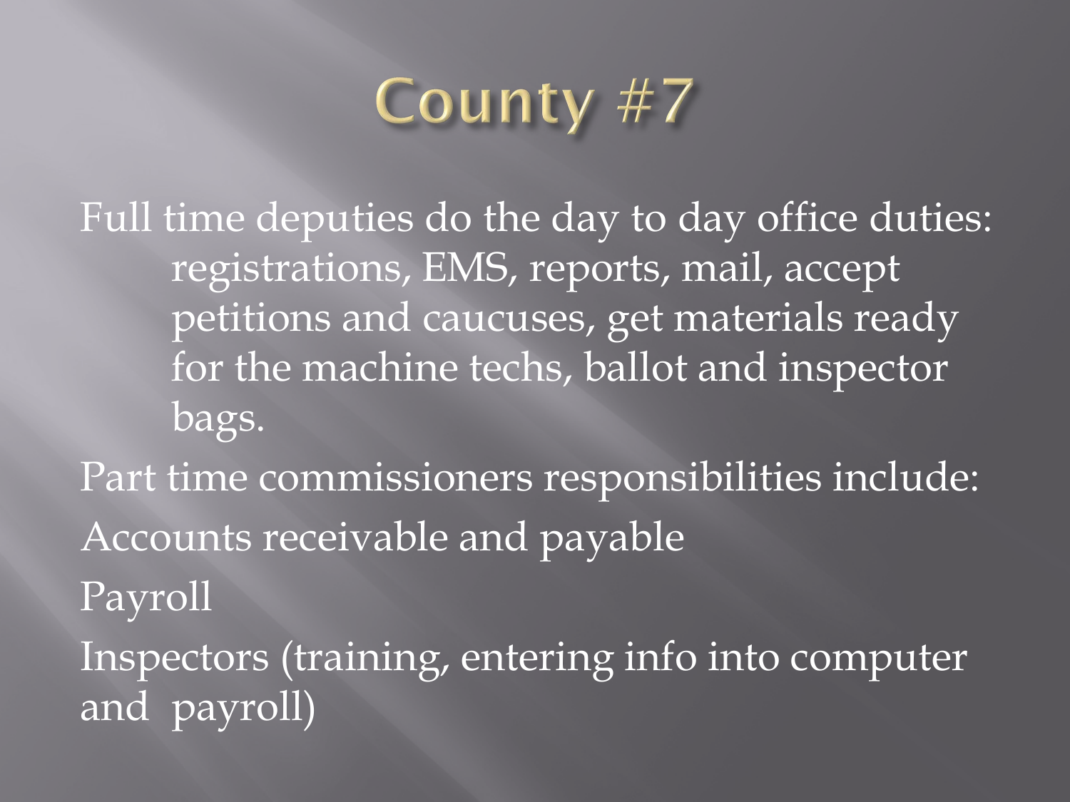# County #7

Full time deputies do the day to day office duties: registrations, EMS, reports, mail, accept petitions and caucuses, get materials ready for the machine techs, ballot and inspector bags.

Part time commissioners responsibilities include:

Accounts receivable and payable

Payroll

Inspectors (training, entering info into computer and payroll)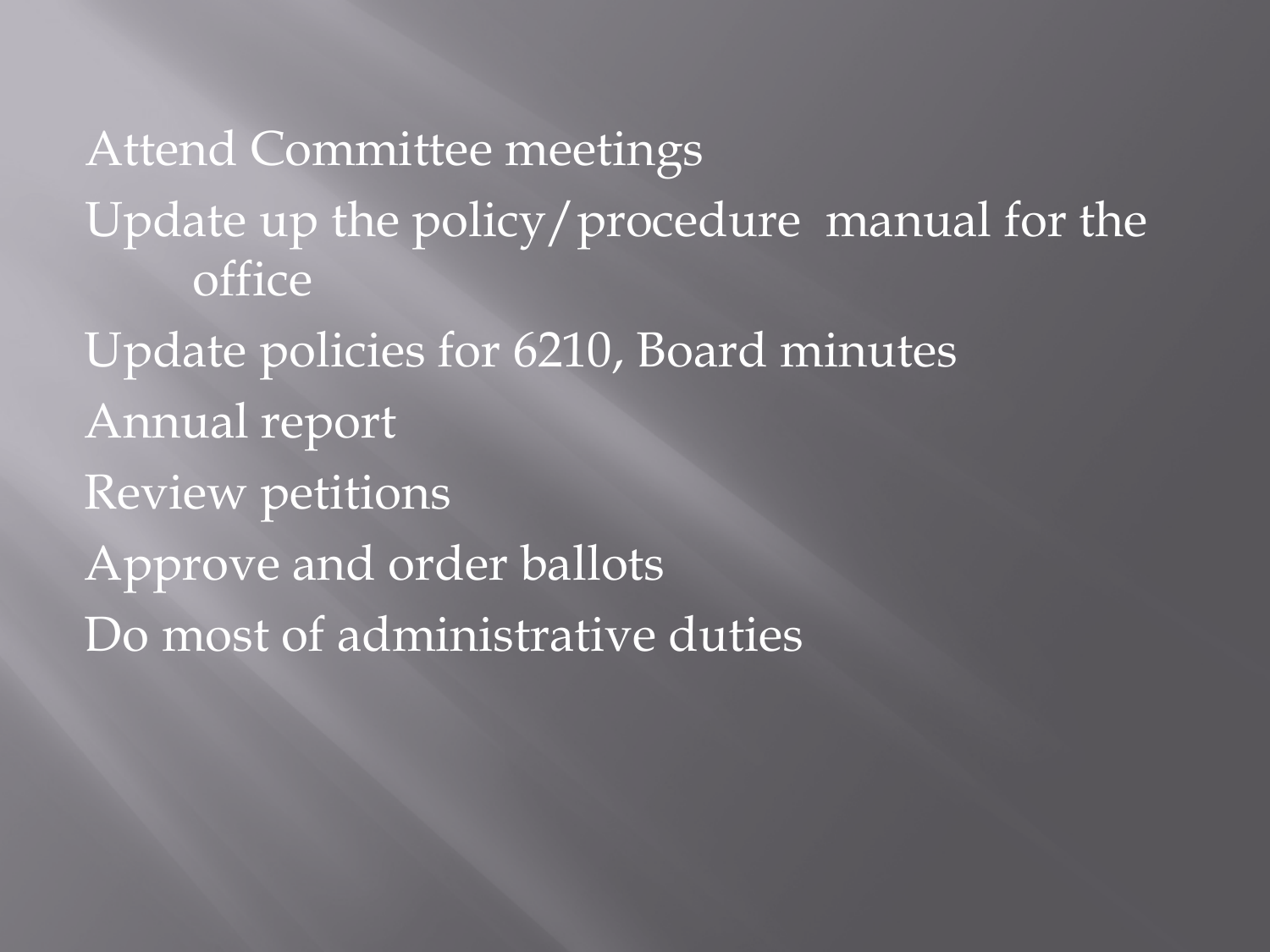- Attend Committee meetings
- Update up the policy/procedure manual for the office
- Update policies for 6210, Board minutes
- Annual report
- Review petitions
- Approve and order ballots
- Do most of administrative duties